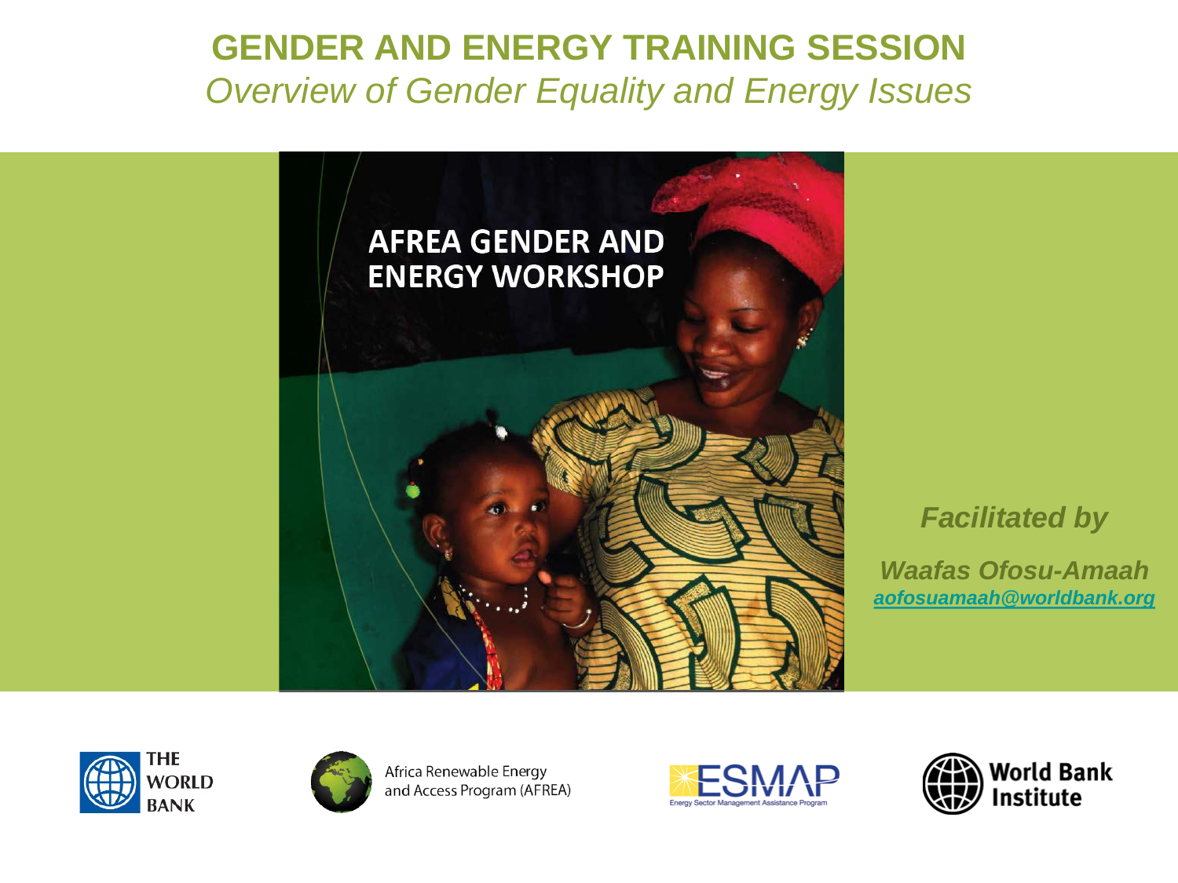# GENDER AND ENERGY TRAINING SESSION

*Overview of Gender Equality and Energy Issues*

AFREA GENDER AND ENERGY WORKSHOP

***Facilitated by***

***Waafas Ofosu-Amaah***

[aofosuamaah@worldbank.org](mailto:aofosuamaah@worldbank.org)

THE WORLD BANK

Africa Renewable Energy and Access Program (AFREA)

ESMAP Energy Sector Management Assistance Program

World Bank Institute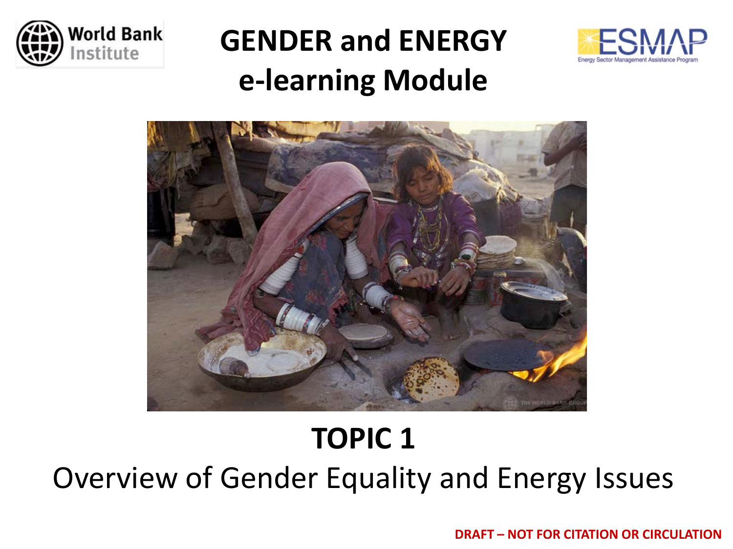# GENDER and ENERGY e-learning Module

## TOPIC 1

Overview of Gender Equality and Energy Issues

DRAFT – NOT FOR CITATION OR CIRCULATION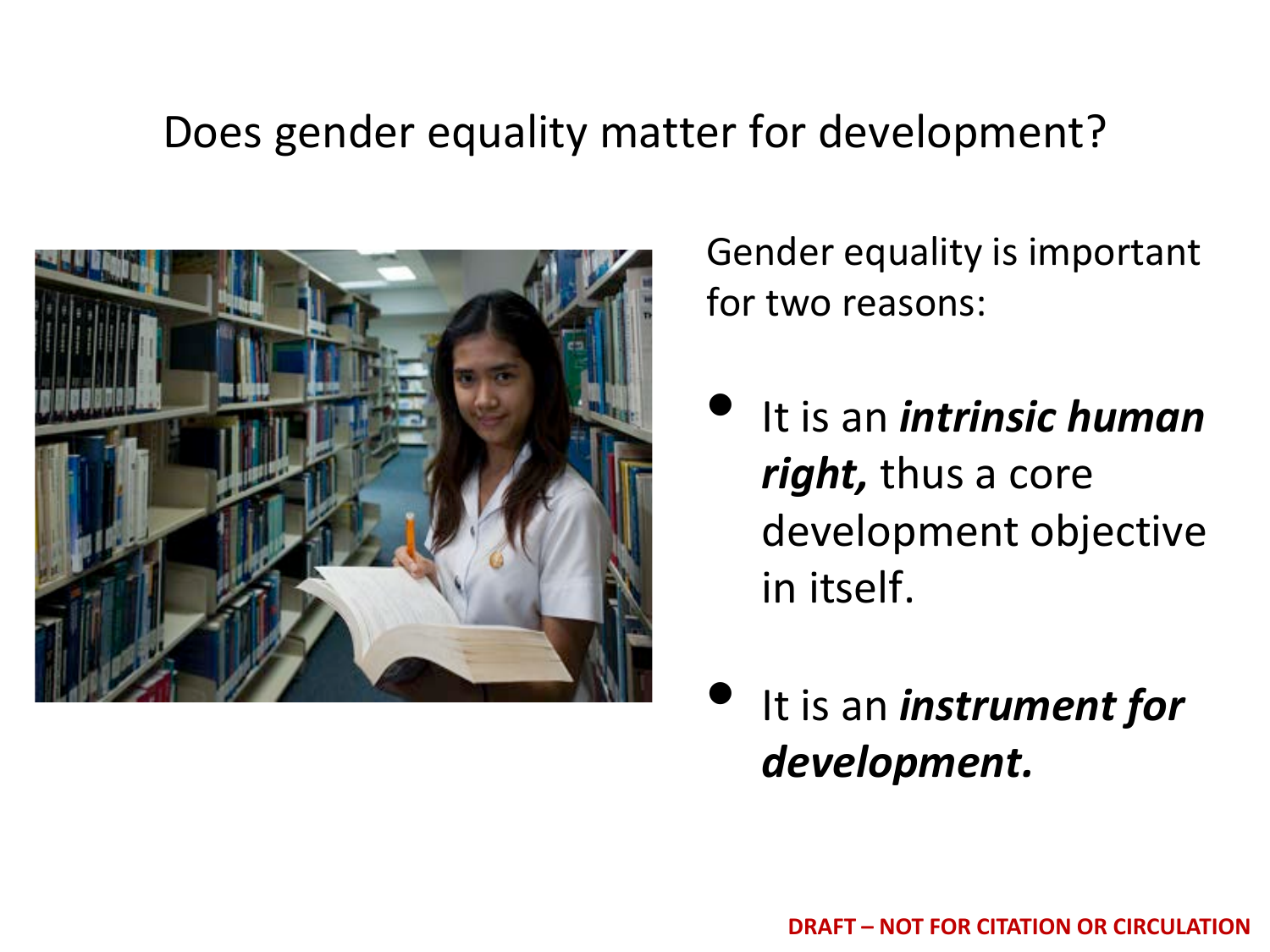# Does gender equality matter for development?

Gender equality is important for two reasons:

- It is an ***intrinsic human right,*** thus a core development objective in itself.
- It is an ***instrument for development.***

**DRAFT – NOT FOR CITATION OR CIRCULATION**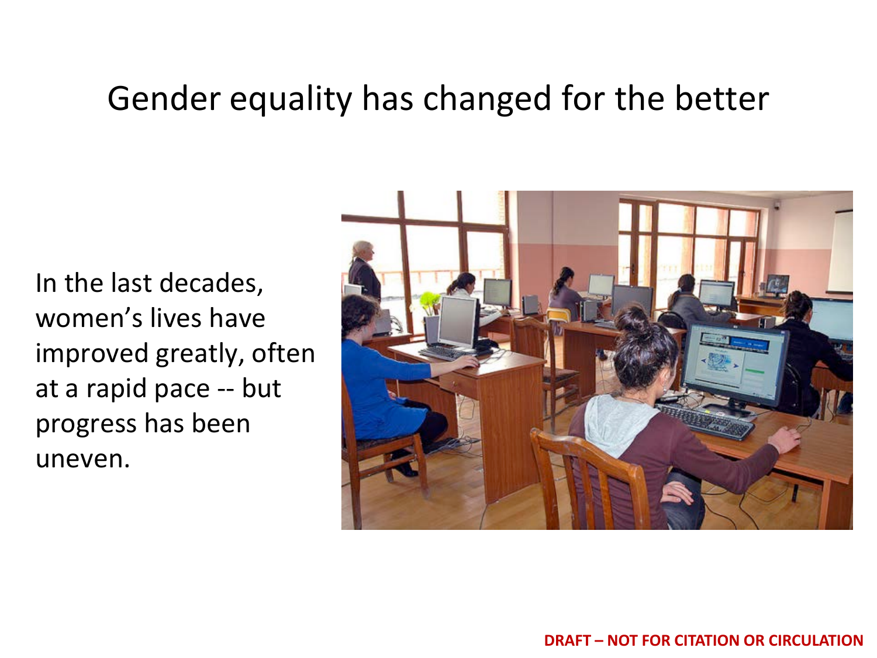# Gender equality has changed for the better

In the last decades, women's lives have improved greatly, often at a rapid pace -- but progress has been uneven.

**DRAFT – NOT FOR CITATION OR CIRCULATION**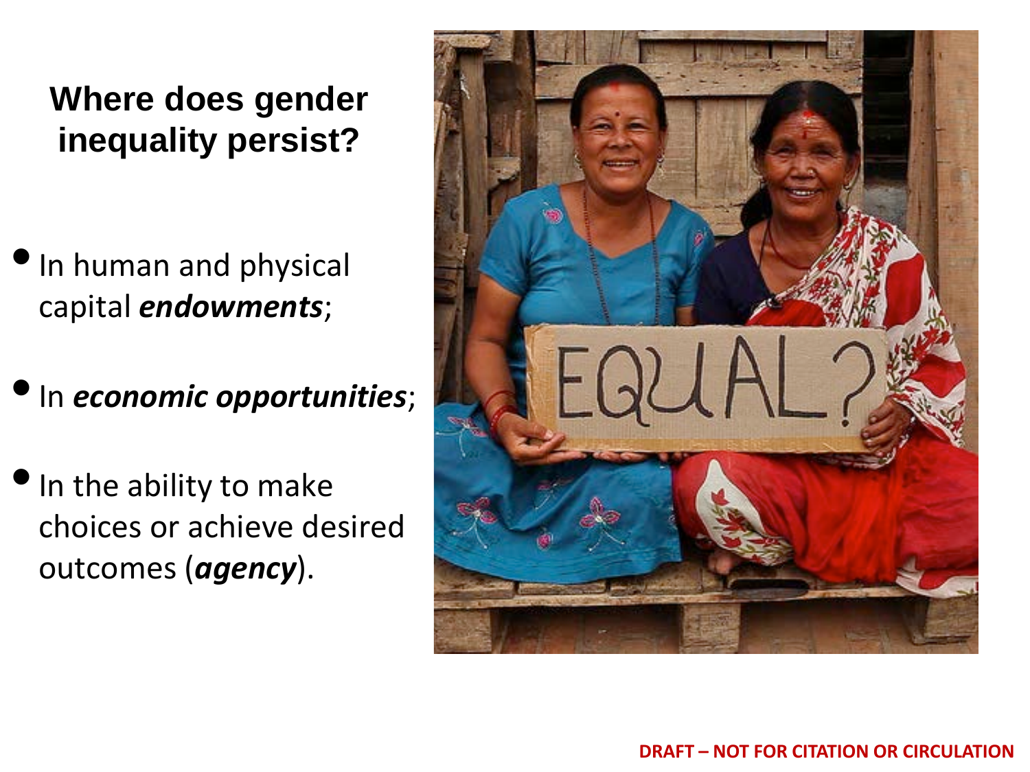## Where does gender inequality persist?

- In human and physical capital ***endowments***;
- In ***economic opportunities***;
- In the ability to make choices or achieve desired outcomes (***agency***).

**DRAFT – NOT FOR CITATION OR CIRCULATION**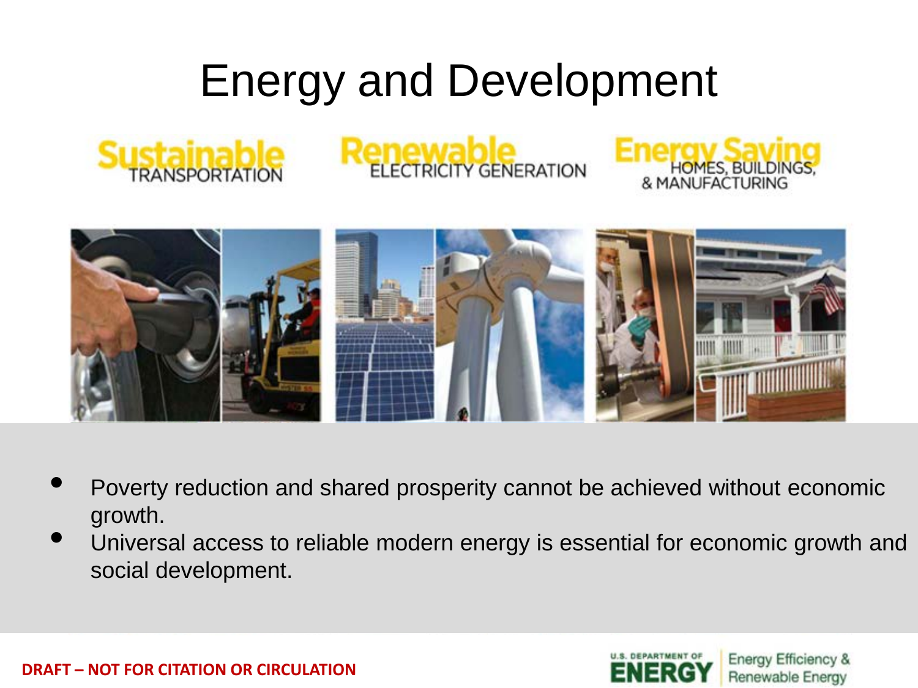# Energy and Development

**Sustainable** TRANSPORTATION

**Renewable** ELECTRICITY GENERATION

**Energy Saving** HOMES, BUILDINGS, & MANUFACTURING

- Poverty reduction and shared prosperity cannot be achieved without economic growth.
- Universal access to reliable modern energy is essential for economic growth and social development.

**DRAFT – NOT FOR CITATION OR CIRCULATION**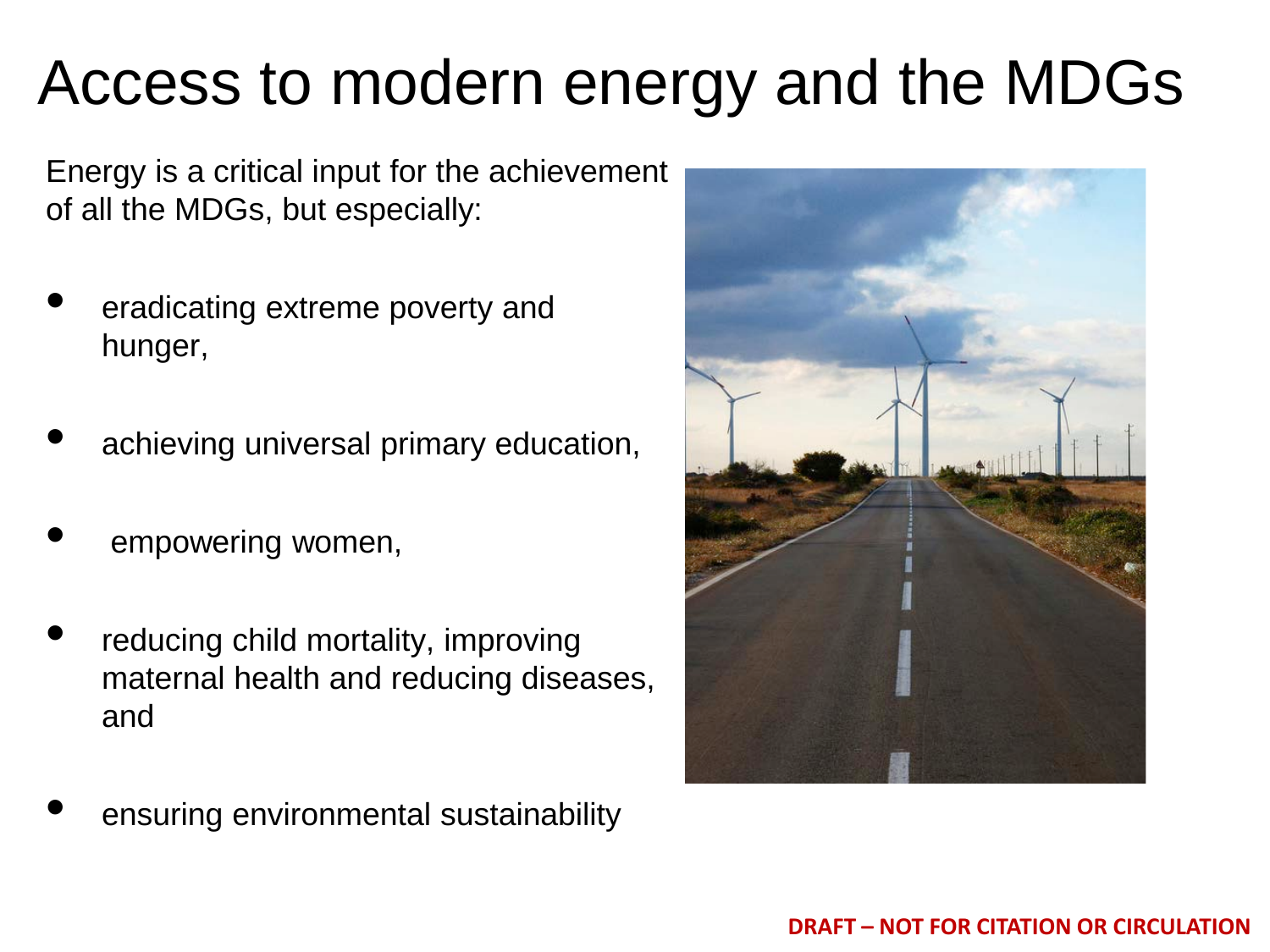# Access to modern energy and the MDGs

Energy is a critical input for the achievement of all the MDGs, but especially:

- eradicating extreme poverty and hunger,
- achieving universal primary education,
- empowering women,
- reducing child mortality, improving maternal health and reducing diseases, and
- ensuring environmental sustainability

**DRAFT – NOT FOR CITATION OR CIRCULATION**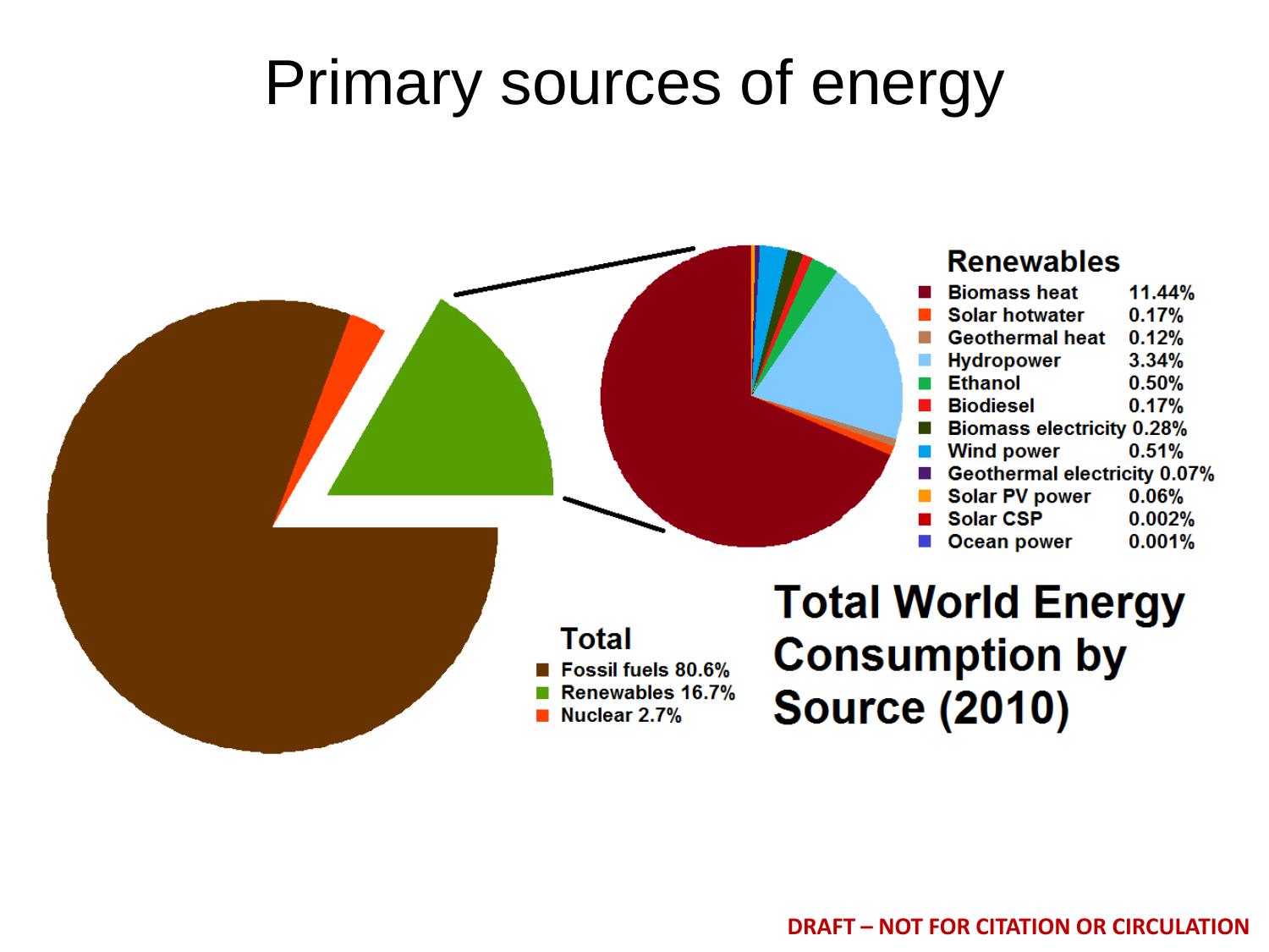# Primary sources of energy

**Renewables**

| Source | Share |
|---|---|
| Biomass heat | 11.44% |
| Solar hotwater | 0.17% |
| Geothermal heat | 0.12% |
| Hydropower | 3.34% |
| Ethanol | 0.50% |
| Biodiesel | 0.17% |
| Biomass electricity | 0.28% |
| Wind power | 0.51% |
| Geothermal electricity | 0.07% |
| Solar PV power | 0.06% |
| Solar CSP | 0.002% |
| Ocean power | 0.001% |

**Total**

| Source | Share |
|---|---|
| Fossil fuels | 80.6% |
| Renewables | 16.7% |
| Nuclear | 2.7% |

**Total World Energy Consumption by Source (2010)**

DRAFT – NOT FOR CITATION OR CIRCULATION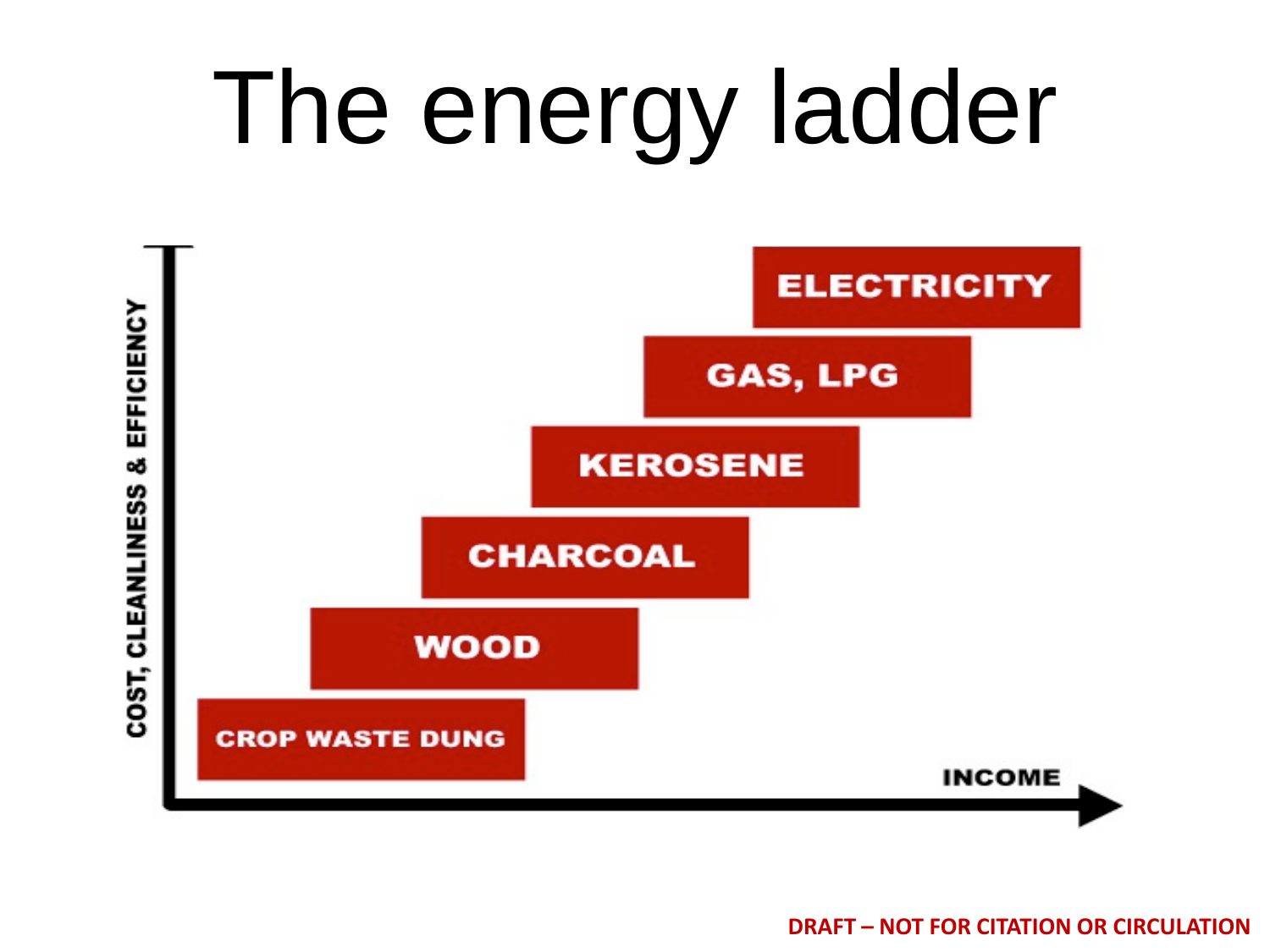# The energy ladder

COST, CLEANLINESS & EFFICIENCY

ELECTRICITY

GAS, LPG

KEROSENE

CHARCOAL

WOOD

CROP WASTE DUNG

INCOME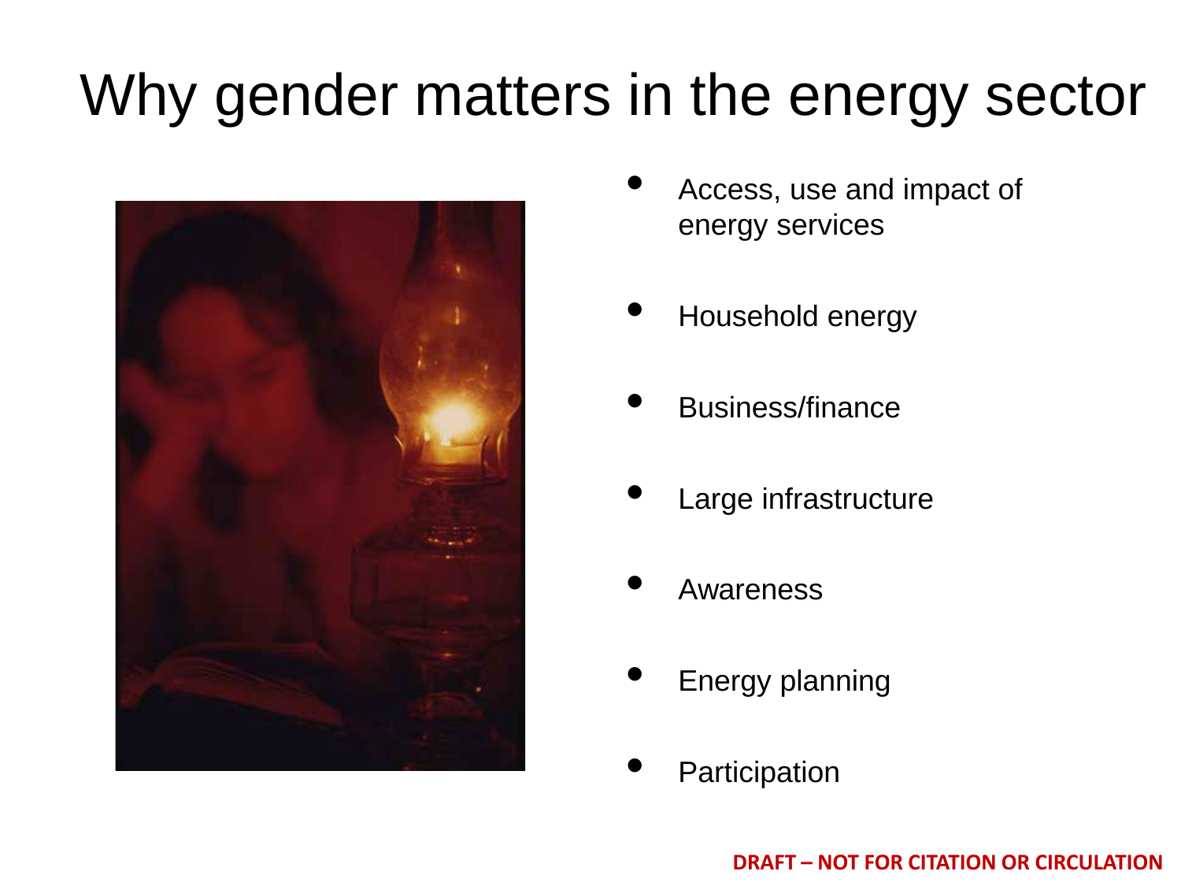# Why gender matters in the energy sector

- Access, use and impact of energy services
- Household energy
- Business/finance
- Large infrastructure
- Awareness
- Energy planning
- Participation

**DRAFT – NOT FOR CITATION OR CIRCULATION**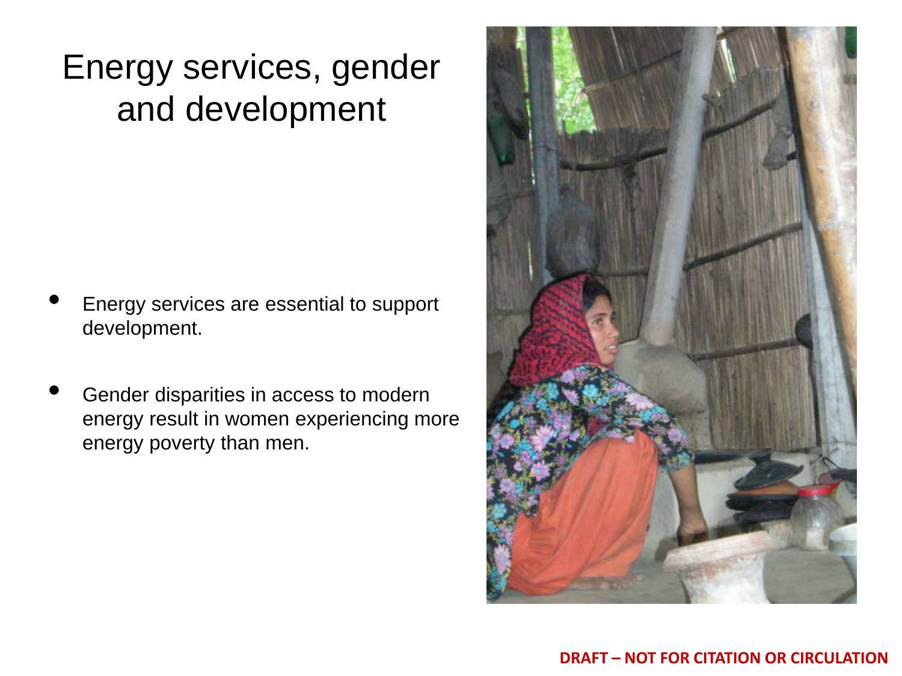# Energy services, gender and development

- Energy services are essential to support development.
- Gender disparities in access to modern energy result in women experiencing more energy poverty than men.

**DRAFT – NOT FOR CITATION OR CIRCULATION**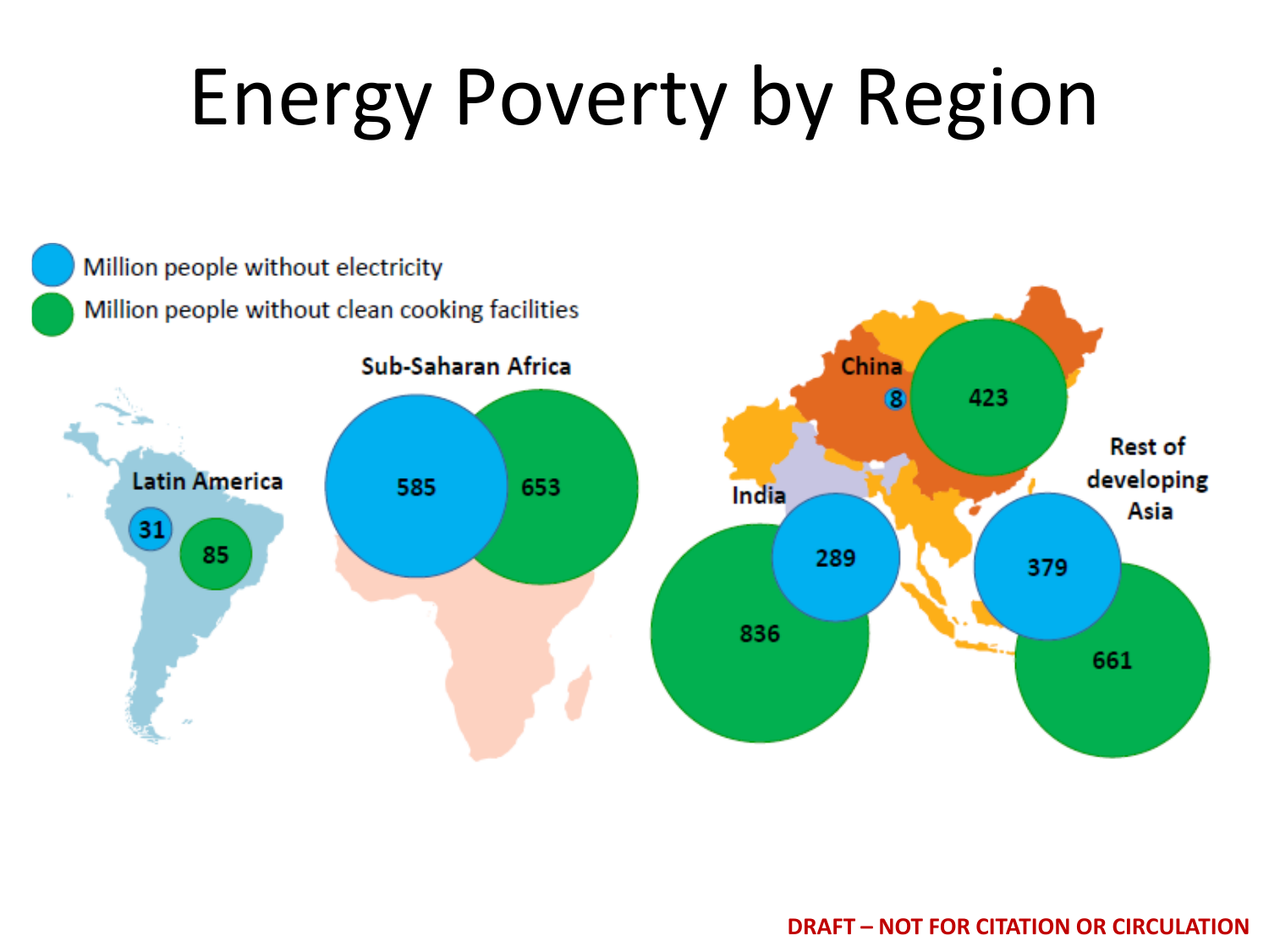# Energy Poverty by Region

- Million people without electricity
- Million people without clean cooking facilities

| Region | Million people without electricity | Million people without clean cooking facilities |
| --- | --- | --- |
| Latin America | 31 | 85 |
| Sub-Saharan Africa | 585 | 653 |
| India | 289 | 836 |
| China | 8 | 423 |
| Rest of developing Asia | 379 | 661 |

DRAFT – NOT FOR CITATION OR CIRCULATION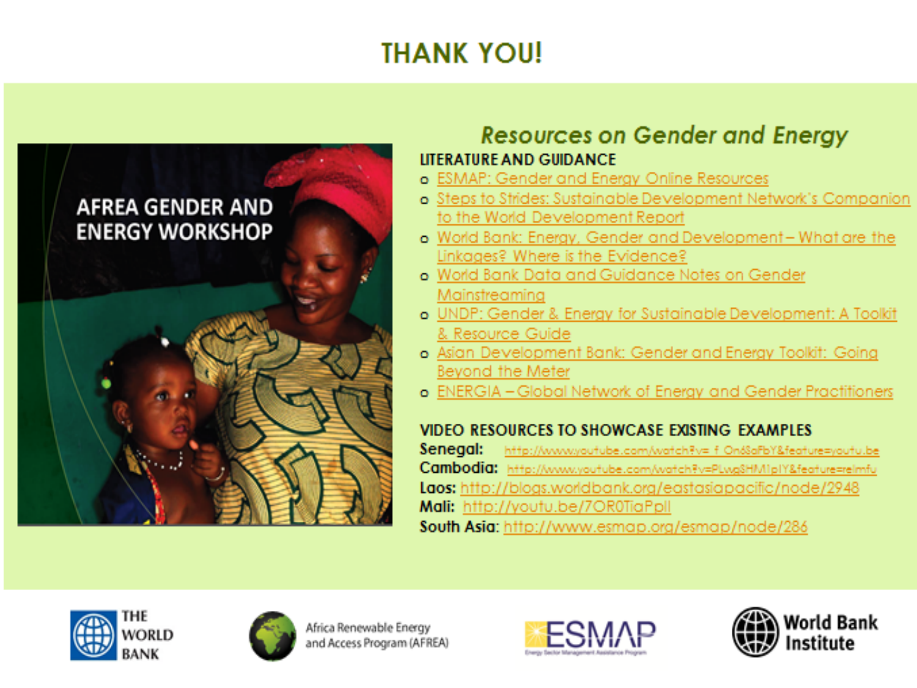# THANK YOU!

AFREA GENDER AND ENERGY WORKSHOP

## *Resources on Gender and Energy*

**LITERATURE AND GUIDANCE**

- ESMAP: Gender and Energy Online Resources
- Steps to Strides: Sustainable Development Network's Companion to the World Development Report
- World Bank: Energy, Gender and Development – What are the Linkages? Where is the Evidence?
- World Bank Data and Guidance Notes on Gender Mainstreaming
- UNDP: Gender & Energy for Sustainable Development: A Toolkit & Resource Guide
- Asian Development Bank: Gender and Energy Toolkit: Going Beyond the Meter
- ENERGIA – Global Network of Energy and Gender Practitioners

**VIDEO RESOURCES TO SHOWCASE EXISTING EXAMPLES**

**Senegal:** http://www.youtube.com/watch?v=_f_On6SaFbY&feature=youtu.be
**Cambodia:** http://www.youtube.com/watch?v=PLwgSHM1pIY&feature=relmfu
**Laos:** http://blogs.worldbank.org/eastasiapacific/node/2948
**Mali:** http://youtu.be/7OR0TiaPpll
**South Asia:** http://www.esmap.org/esmap/node/286

THE WORLD BANK | Africa Renewable Energy and Access Program (AFREA) | ESMAP Energy Sector Management Assistance Program | World Bank Institute